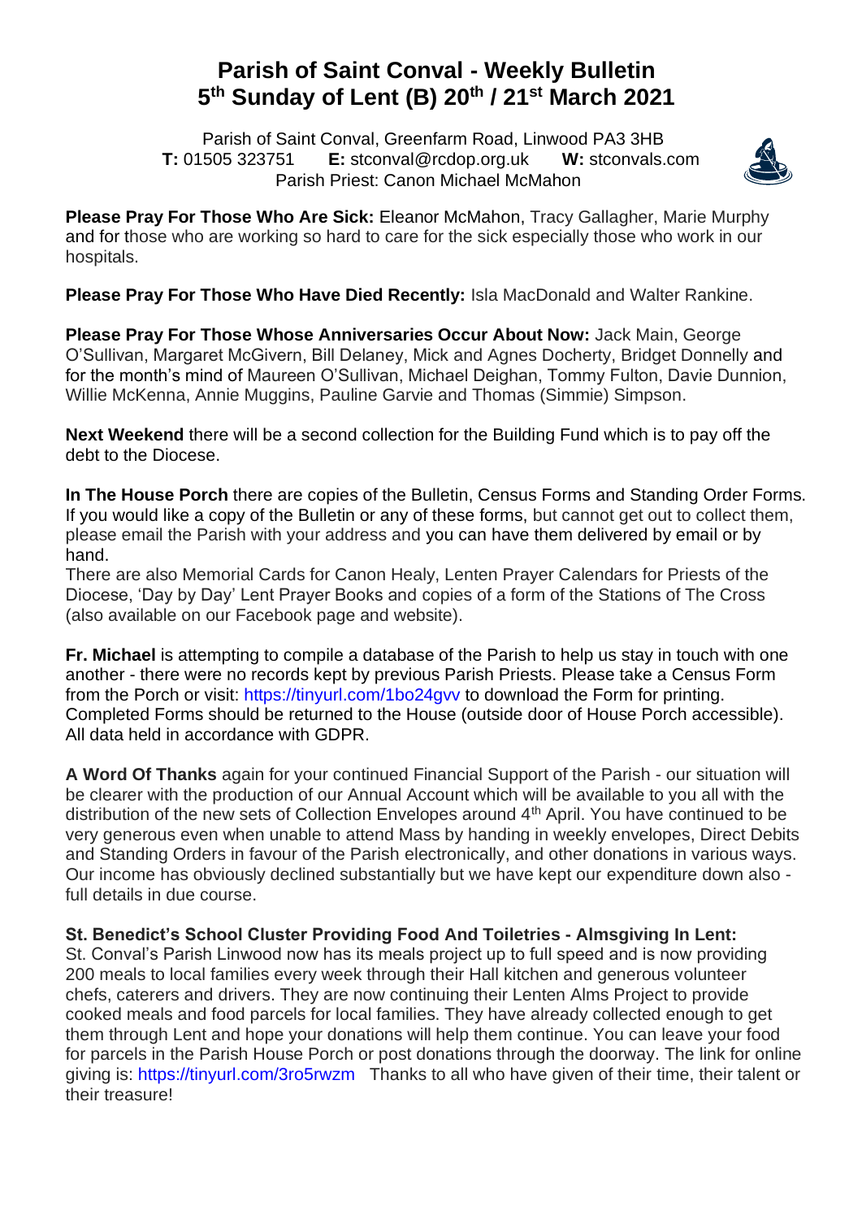# Parish of Saint Conval - Weekly Bulletin
# 5th Sunday of Lent (B) 20th / 21st March 2021

Parish of Saint Conval, Greenfarm Road, Linwood PA3 3HB
**T:** 01505 323751 **E:** stconval@rcdop.org.uk **W:** stconvals.com
Parish Priest: Canon Michael McMahon

**Please Pray For Those Who Are Sick:** Eleanor McMahon, Tracy Gallagher, Marie Murphy and for those who are working so hard to care for the sick especially those who work in our hospitals.

**Please Pray For Those Who Have Died Recently:** Isla MacDonald and Walter Rankine.

**Please Pray For Those Whose Anniversaries Occur About Now:** Jack Main, George O'Sullivan, Margaret McGivern, Bill Delaney, Mick and Agnes Docherty, Bridget Donnelly and for the month's mind of Maureen O'Sullivan, Michael Deighan, Tommy Fulton, Davie Dunnion, Willie McKenna, Annie Muggins, Pauline Garvie and Thomas (Simmie) Simpson.

**Next Weekend** there will be a second collection for the Building Fund which is to pay off the debt to the Diocese.

**In The House Porch** there are copies of the Bulletin, Census Forms and Standing Order Forms. If you would like a copy of the Bulletin or any of these forms, but cannot get out to collect them, please email the Parish with your address and you can have them delivered by email or by hand.

There are also Memorial Cards for Canon Healy, Lenten Prayer Calendars for Priests of the Diocese, 'Day by Day' Lent Prayer Books and copies of a form of the Stations of The Cross (also available on our Facebook page and website).

**Fr. Michael** is attempting to compile a database of the Parish to help us stay in touch with one another - there were no records kept by previous Parish Priests. Please take a Census Form from the Porch or visit: https://tinyurl.com/1bo24gvv to download the Form for printing. Completed Forms should be returned to the House (outside door of House Porch accessible). All data held in accordance with GDPR.

**A Word Of Thanks** again for your continued Financial Support of the Parish - our situation will be clearer with the production of our Annual Account which will be available to you all with the distribution of the new sets of Collection Envelopes around 4th April. You have continued to be very generous even when unable to attend Mass by handing in weekly envelopes, Direct Debits and Standing Orders in favour of the Parish electronically, and other donations in various ways. Our income has obviously declined substantially but we have kept our expenditure down also - full details in due course.

**St. Benedict's School Cluster Providing Food And Toiletries - Almsgiving In Lent:**
St. Conval's Parish Linwood now has its meals project up to full speed and is now providing 200 meals to local families every week through their Hall kitchen and generous volunteer chefs, caterers and drivers. They are now continuing their Lenten Alms Project to provide cooked meals and food parcels for local families. They have already collected enough to get them through Lent and hope your donations will help them continue. You can leave your food for parcels in the Parish House Porch or post donations through the doorway. The link for online giving is: https://tinyurl.com/3ro5rwzm Thanks to all who have given of their time, their talent or their treasure!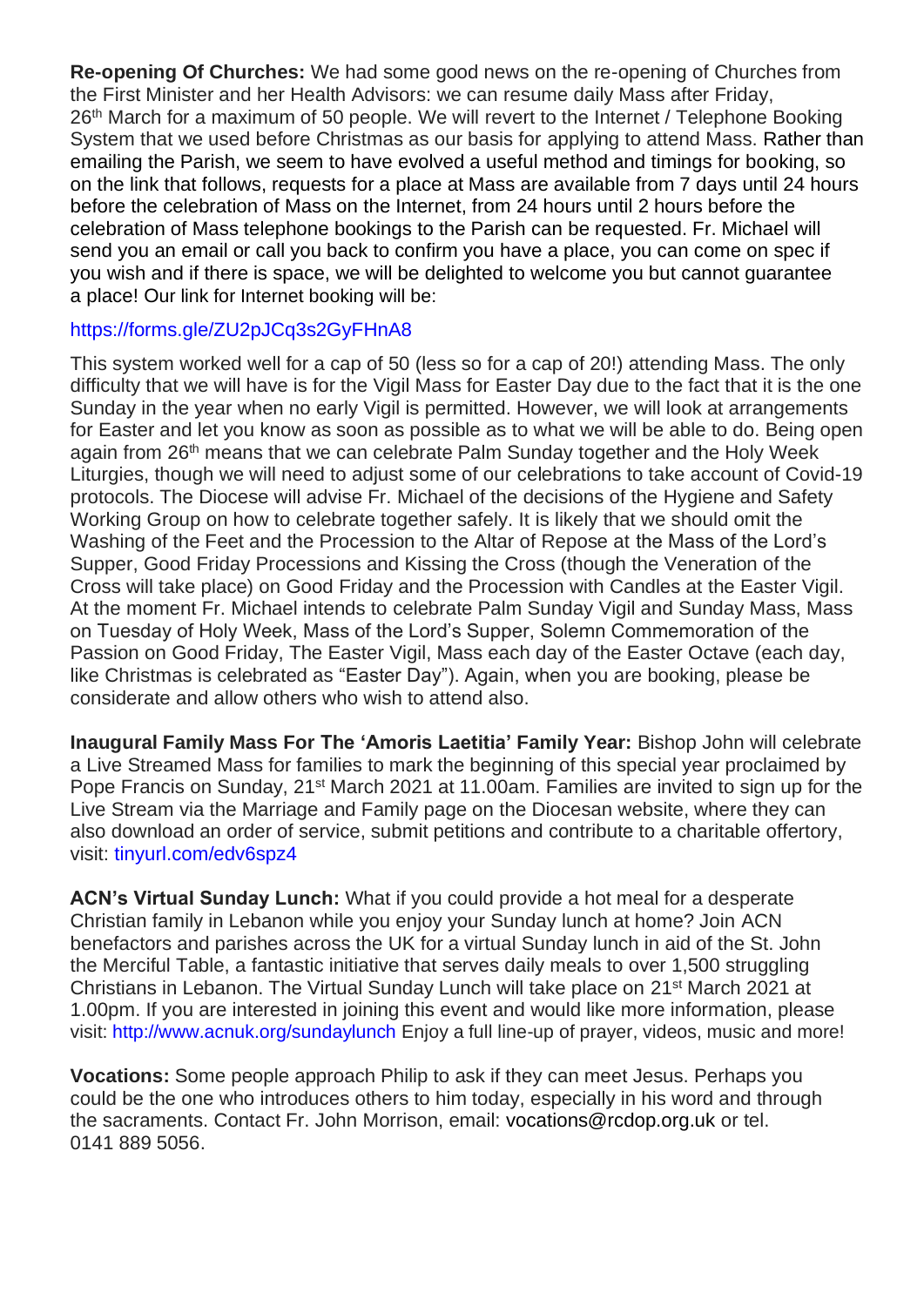**Re-opening Of Churches:** We had some good news on the re-opening of Churches from the First Minister and her Health Advisors: we can resume daily Mass after Friday, 26th March for a maximum of 50 people. We will revert to the Internet / Telephone Booking System that we used before Christmas as our basis for applying to attend Mass. Rather than emailing the Parish, we seem to have evolved a useful method and timings for booking, so on the link that follows, requests for a place at Mass are available from 7 days until 24 hours before the celebration of Mass on the Internet, from 24 hours until 2 hours before the celebration of Mass telephone bookings to the Parish can be requested. Fr. Michael will send you an email or call you back to confirm you have a place, you can come on spec if you wish and if there is space, we will be delighted to welcome you but cannot guarantee a place! Our link for Internet booking will be:

https://forms.gle/ZU2pJCq3s2GyFHnA8

This system worked well for a cap of 50 (less so for a cap of 20!) attending Mass. The only difficulty that we will have is for the Vigil Mass for Easter Day due to the fact that it is the one Sunday in the year when no early Vigil is permitted. However, we will look at arrangements for Easter and let you know as soon as possible as to what we will be able to do. Being open again from 26th means that we can celebrate Palm Sunday together and the Holy Week Liturgies, though we will need to adjust some of our celebrations to take account of Covid-19 protocols. The Diocese will advise Fr. Michael of the decisions of the Hygiene and Safety Working Group on how to celebrate together safely. It is likely that we should omit the Washing of the Feet and the Procession to the Altar of Repose at the Mass of the Lord's Supper, Good Friday Processions and Kissing the Cross (though the Veneration of the Cross will take place) on Good Friday and the Procession with Candles at the Easter Vigil. At the moment Fr. Michael intends to celebrate Palm Sunday Vigil and Sunday Mass, Mass on Tuesday of Holy Week, Mass of the Lord's Supper, Solemn Commemoration of the Passion on Good Friday, The Easter Vigil, Mass each day of the Easter Octave (each day, like Christmas is celebrated as "Easter Day"). Again, when you are booking, please be considerate and allow others who wish to attend also.

**Inaugural Family Mass For The 'Amoris Laetitia' Family Year:** Bishop John will celebrate a Live Streamed Mass for families to mark the beginning of this special year proclaimed by Pope Francis on Sunday, 21st March 2021 at 11.00am. Families are invited to sign up for the Live Stream via the Marriage and Family page on the Diocesan website, where they can also download an order of service, submit petitions and contribute to a charitable offertory, visit: tinyurl.com/edv6spz4

**ACN's Virtual Sunday Lunch:** What if you could provide a hot meal for a desperate Christian family in Lebanon while you enjoy your Sunday lunch at home? Join ACN benefactors and parishes across the UK for a virtual Sunday lunch in aid of the St. John the Merciful Table, a fantastic initiative that serves daily meals to over 1,500 struggling Christians in Lebanon. The Virtual Sunday Lunch will take place on 21st March 2021 at 1.00pm. If you are interested in joining this event and would like more information, please visit: http://www.acnuk.org/sundaylunch Enjoy a full line-up of prayer, videos, music and more!

**Vocations:** Some people approach Philip to ask if they can meet Jesus. Perhaps you could be the one who introduces others to him today, especially in his word and through the sacraments. Contact Fr. John Morrison, email: vocations@rcdop.org.uk or tel. 0141 889 5056.